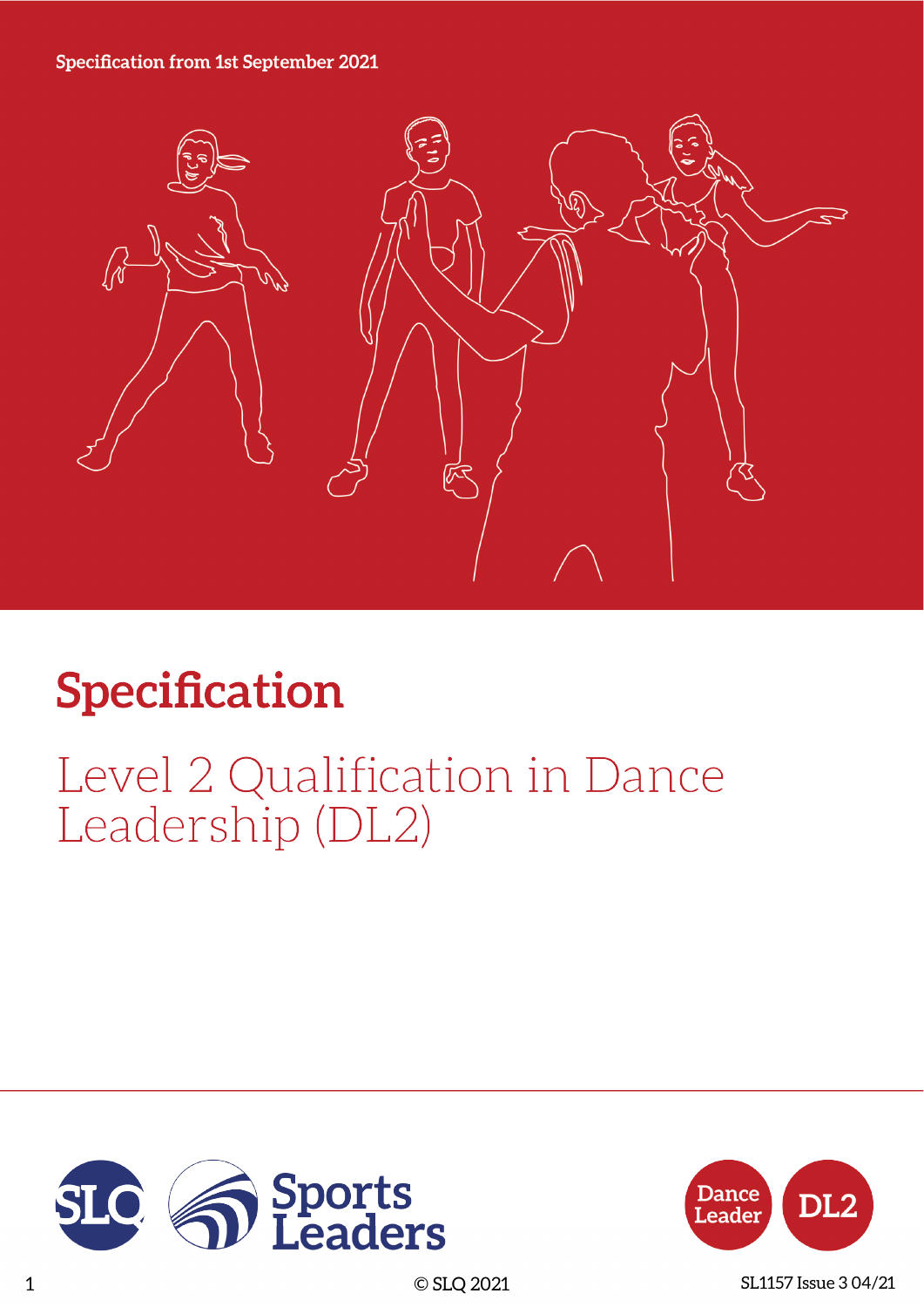Specification from 1st September 2021

# Specification

## Level 2 Qualification in Dance Leadership (DL2)

SLQ Sports Leaders

Dance Leader DL2

© SLQ 2021

SL1157 Issue 3 04/21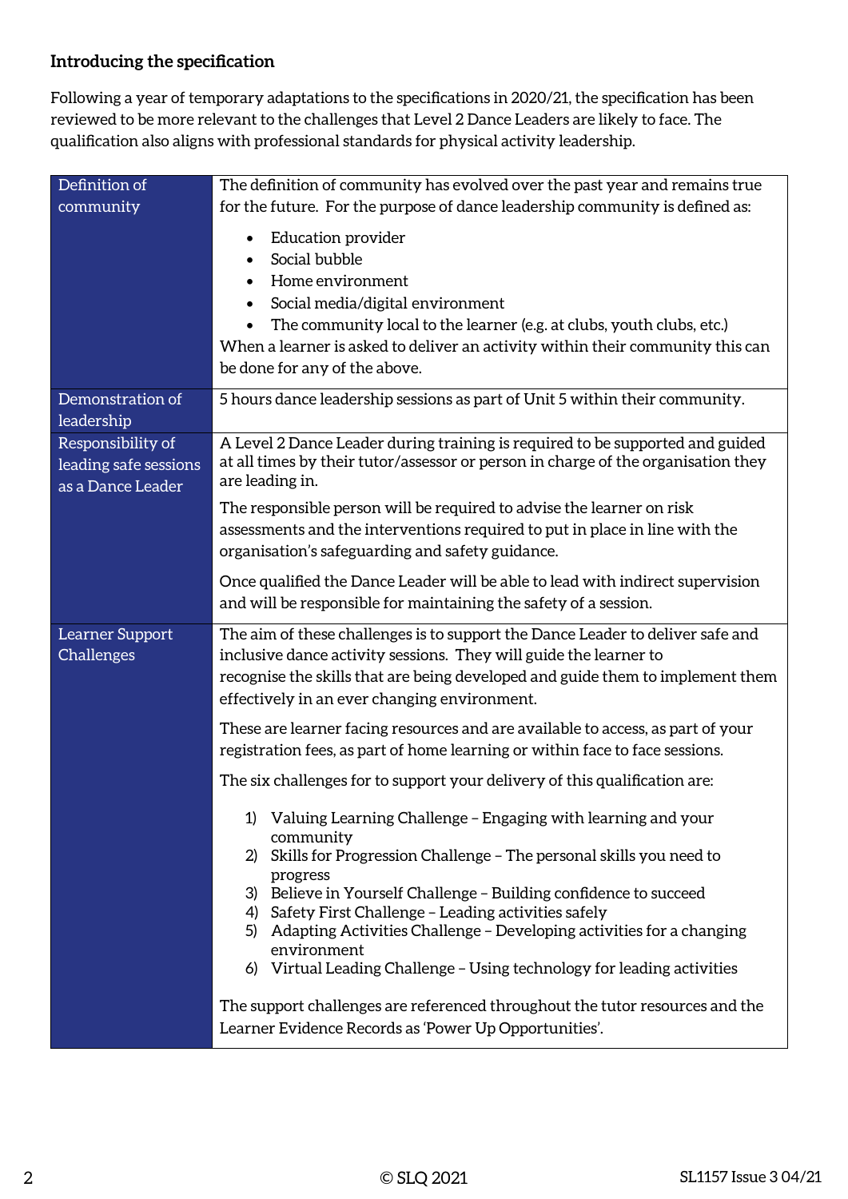**Introducing the specification**

Following a year of temporary adaptations to the specifications in 2020/21, the specification has been reviewed to be more relevant to the challenges that Level 2 Dance Leaders are likely to face. The qualification also aligns with professional standards for physical activity leadership.

| | |
|---|---|
| Definition of community | The definition of community has evolved over the past year and remains true for the future. For the purpose of dance leadership community is defined as:<br><br>• Education provider<br>• Social bubble<br>• Home environment<br>• Social media/digital environment<br>• The community local to the learner (e.g. at clubs, youth clubs, etc.)<br><br>When a learner is asked to deliver an activity within their community this can be done for any of the above. |
| Demonstration of leadership | 5 hours dance leadership sessions as part of Unit 5 within their community. |
| Responsibility of leading safe sessions as a Dance Leader | A Level 2 Dance Leader during training is required to be supported and guided at all times by their tutor/assessor or person in charge of the organisation they are leading in.<br><br>The responsible person will be required to advise the learner on risk assessments and the interventions required to put in place in line with the organisation's safeguarding and safety guidance.<br><br>Once qualified the Dance Leader will be able to lead with indirect supervision and will be responsible for maintaining the safety of a session. |
| Learner Support Challenges | The aim of these challenges is to support the Dance Leader to deliver safe and inclusive dance activity sessions. They will guide the learner to recognise the skills that are being developed and guide them to implement them effectively in an ever changing environment.<br><br>These are learner facing resources and are available to access, as part of your registration fees, as part of home learning or within face to face sessions.<br><br>The six challenges for to support your delivery of this qualification are:<br><br>1) Valuing Learning Challenge – Engaging with learning and your community<br>2) Skills for Progression Challenge – The personal skills you need to progress<br>3) Believe in Yourself Challenge – Building confidence to succeed<br>4) Safety First Challenge – Leading activities safely<br>5) Adapting Activities Challenge – Developing activities for a changing environment<br>6) Virtual Leading Challenge – Using technology for leading activities<br><br>The support challenges are referenced throughout the tutor resources and the Learner Evidence Records as 'Power Up Opportunities'. |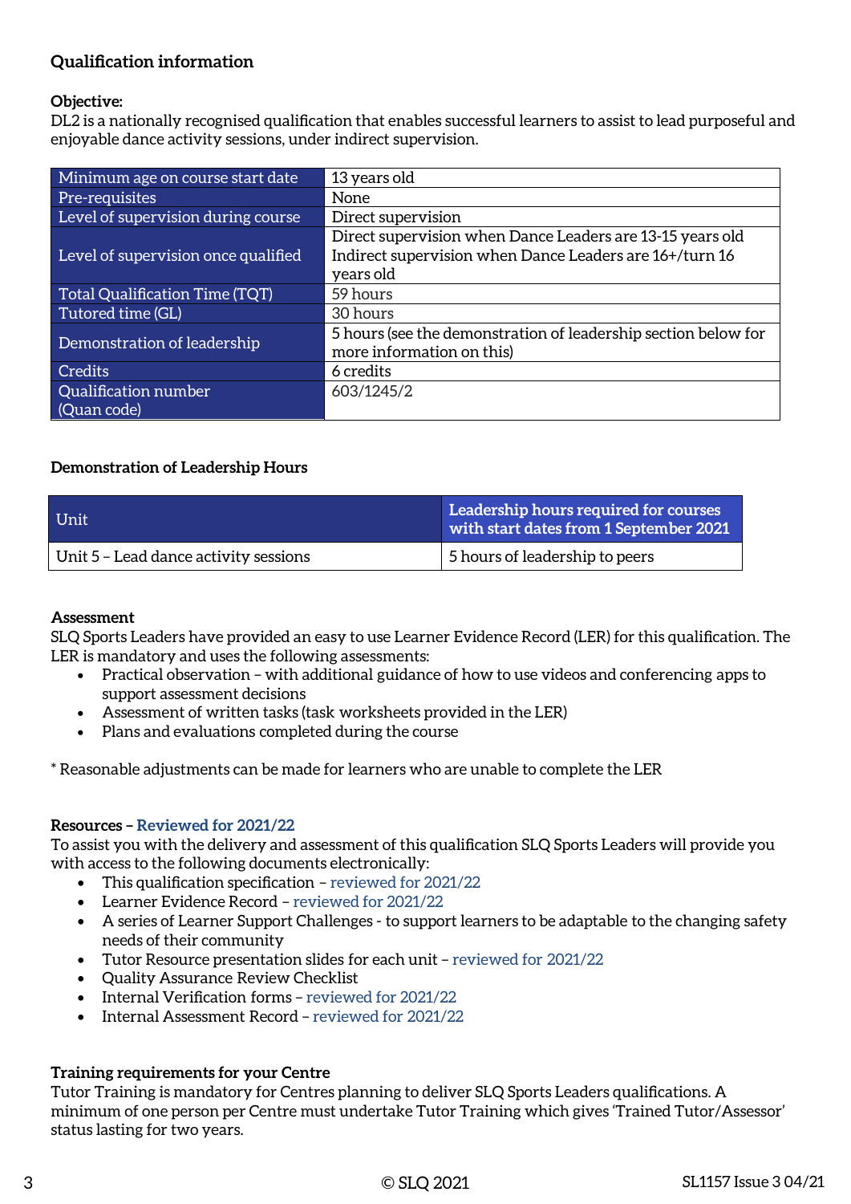## Qualification information

**Objective:**
DL2 is a nationally recognised qualification that enables successful learners to assist to lead purposeful and enjoyable dance activity sessions, under indirect supervision.

| | |
|---|---|
| Minimum age on course start date | 13 years old |
| Pre-requisites | None |
| Level of supervision during course | Direct supervision |
| Level of supervision once qualified | Direct supervision when Dance Leaders are 13-15 years old<br>Indirect supervision when Dance Leaders are 16+/turn 16 years old |
| Total Qualification Time (TQT) | 59 hours |
| Tutored time (GL) | 30 hours |
| Demonstration of leadership | 5 hours (see the demonstration of leadership section below for more information on this) |
| Credits | 6 credits |
| Qualification number (Quan code) | 603/1245/2 |

### Demonstration of Leadership Hours

| Unit | Leadership hours required for courses with start dates from 1 September 2021 |
|---|---|
| Unit 5 – Lead dance activity sessions | 5 hours of leadership to peers |

**Assessment**
SLQ Sports Leaders have provided an easy to use Learner Evidence Record (LER) for this qualification. The LER is mandatory and uses the following assessments:

- Practical observation – with additional guidance of how to use videos and conferencing apps to support assessment decisions
- Assessment of written tasks (task worksheets provided in the LER)
- Plans and evaluations completed during the course

* Reasonable adjustments can be made for learners who are unable to complete the LER

**Resources – Reviewed for 2021/22**
To assist you with the delivery and assessment of this qualification SLQ Sports Leaders will provide you with access to the following documents electronically:

- This qualification specification – reviewed for 2021/22
- Learner Evidence Record – reviewed for 2021/22
- A series of Learner Support Challenges - to support learners to be adaptable to the changing safety needs of their community
- Tutor Resource presentation slides for each unit – reviewed for 2021/22
- Quality Assurance Review Checklist
- Internal Verification forms – reviewed for 2021/22
- Internal Assessment Record – reviewed for 2021/22

**Training requirements for your Centre**
Tutor Training is mandatory for Centres planning to deliver SLQ Sports Leaders qualifications. A minimum of one person per Centre must undertake Tutor Training which gives 'Trained Tutor/Assessor' status lasting for two years.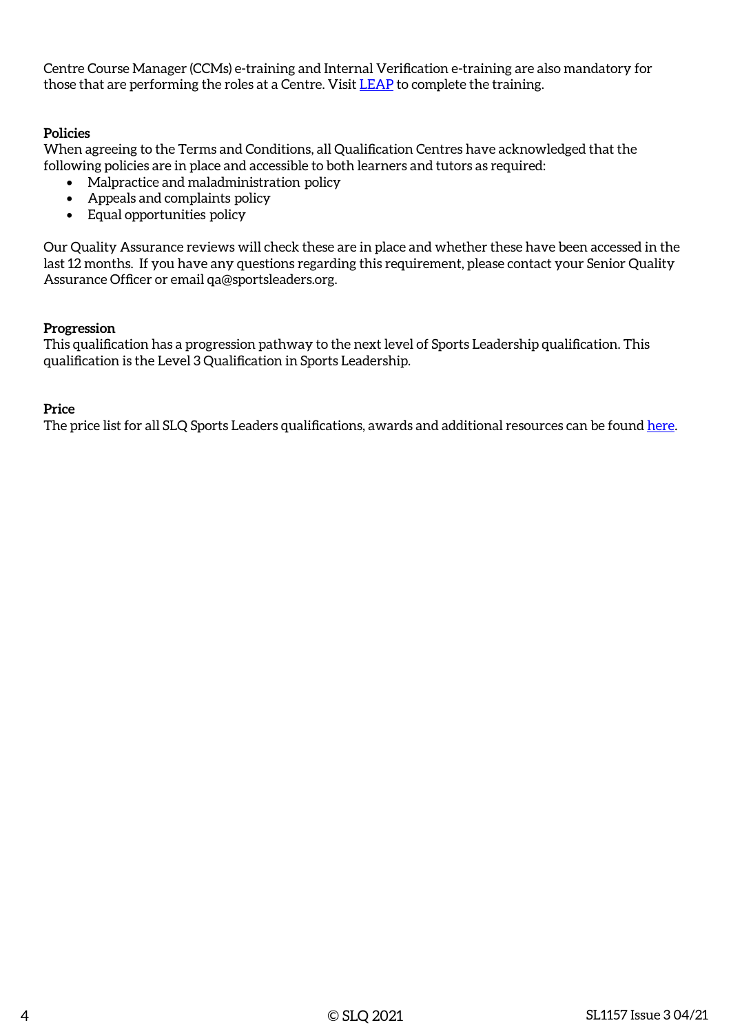Centre Course Manager (CCMs) e-training and Internal Verification e-training are also mandatory for those that are performing the roles at a Centre. Visit [LEAP]() to complete the training.

**Policies**

When agreeing to the Terms and Conditions, all Qualification Centres have acknowledged that the following policies are in place and accessible to both learners and tutors as required:

- Malpractice and maladministration policy
- Appeals and complaints policy
- Equal opportunities policy

Our Quality Assurance reviews will check these are in place and whether these have been accessed in the last 12 months. If you have any questions regarding this requirement, please contact your Senior Quality Assurance Officer or email qa@sportsleaders.org.

**Progression**

This qualification has a progression pathway to the next level of Sports Leadership qualification. This qualification is the Level 3 Qualification in Sports Leadership.

**Price**

The price list for all SLQ Sports Leaders qualifications, awards and additional resources can be found [here]().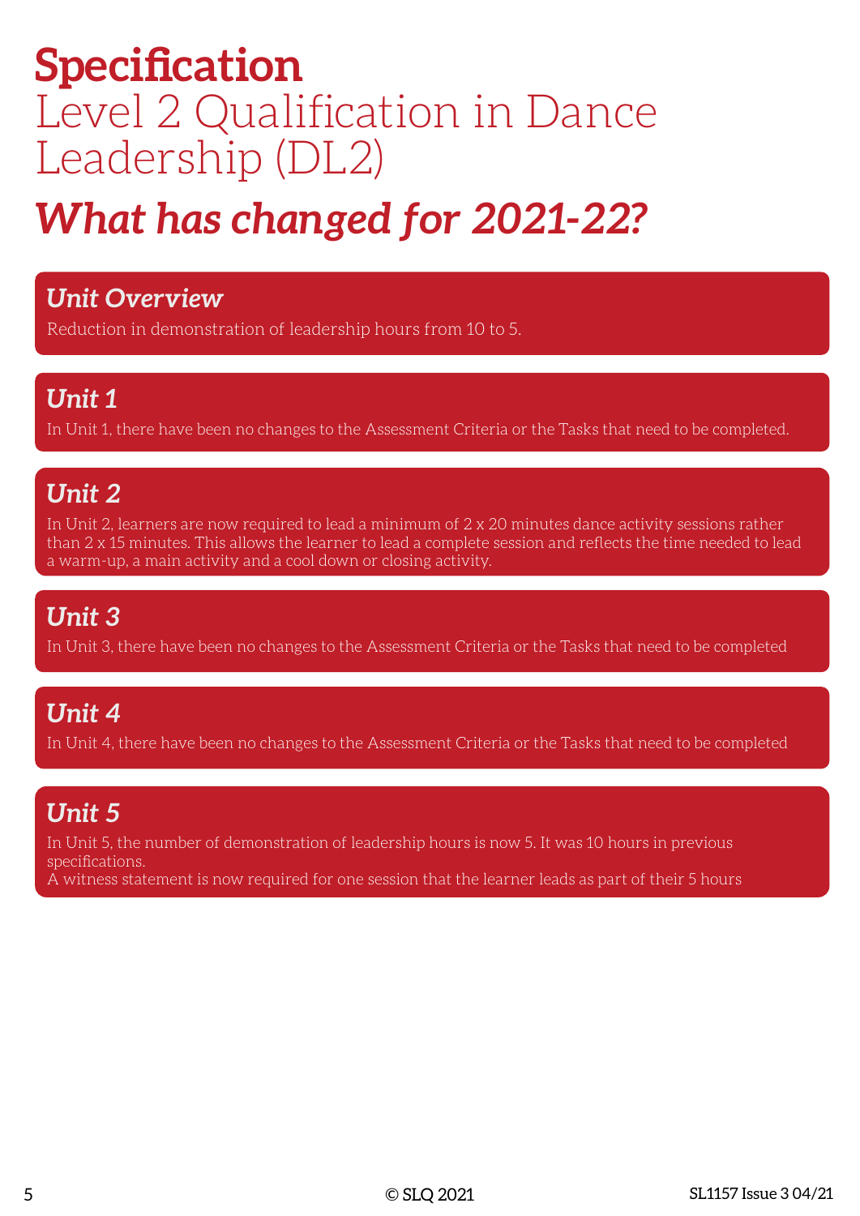# Specification
# Level 2 Qualification in Dance Leadership (DL2)

## *What has changed for 2021-22?*

### *Unit Overview*

Reduction in demonstration of leadership hours from 10 to 5.

### *Unit 1*

In Unit 1, there have been no changes to the Assessment Criteria or the Tasks that need to be completed.

### *Unit 2*

In Unit 2, learners are now required to lead a minimum of 2 x 20 minutes dance activity sessions rather than 2 x 15 minutes. This allows the learner to lead a complete session and reflects the time needed to lead a warm-up, a main activity and a cool down or closing activity.

### *Unit 3*

In Unit 3, there have been no changes to the Assessment Criteria or the Tasks that need to be completed

### *Unit 4*

In Unit 4, there have been no changes to the Assessment Criteria or the Tasks that need to be completed

### *Unit 5*

In Unit 5, the number of demonstration of leadership hours is now 5. It was 10 hours in previous specifications.
A witness statement is now required for one session that the learner leads as part of their 5 hours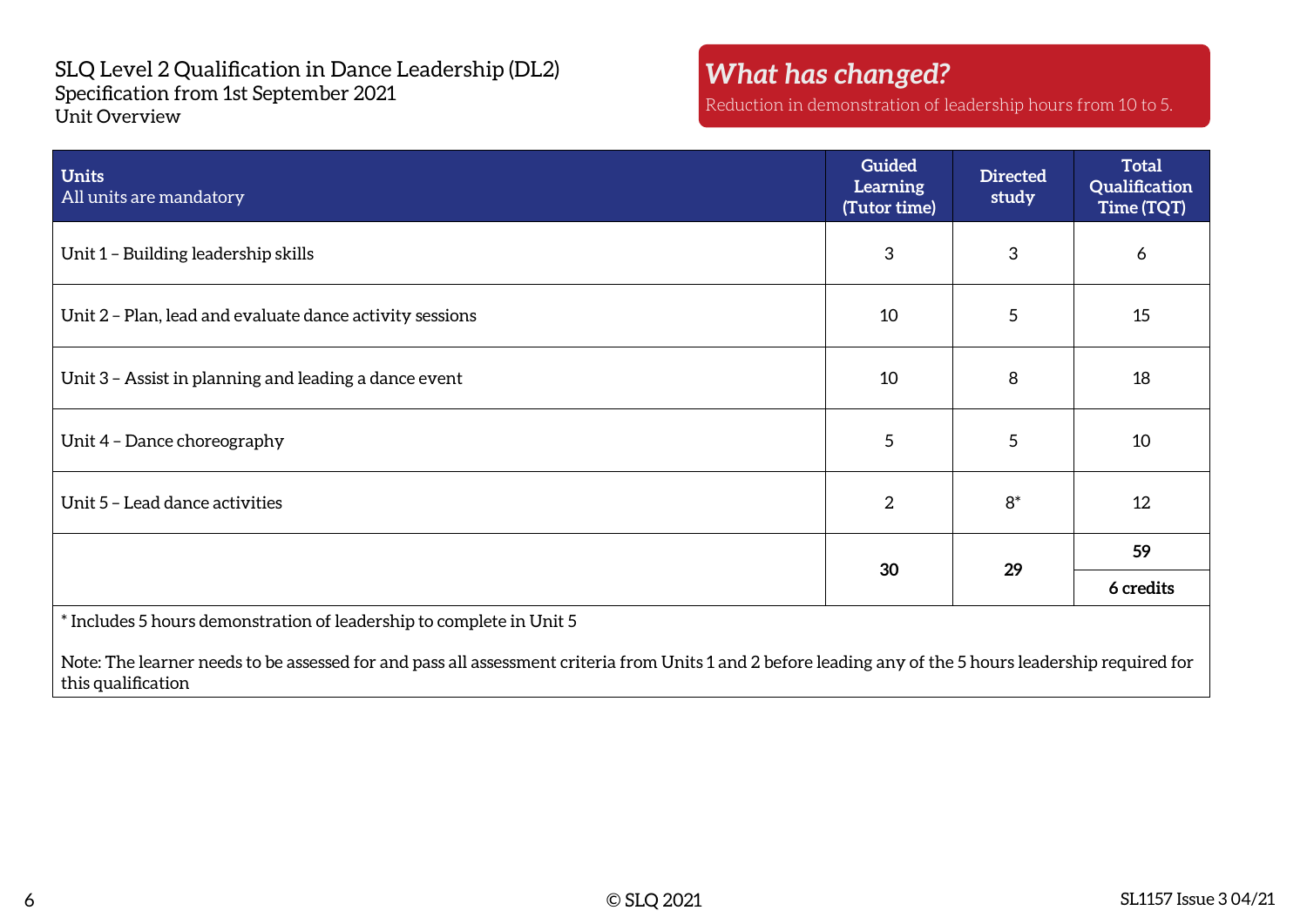SLQ Level 2 Qualification in Dance Leadership (DL2)
Specification from 1st September 2021
Unit Overview

***What has changed?***
Reduction in demonstration of leadership hours from 10 to 5.

| **Units** All units are mandatory | **Guided Learning (Tutor time)** | **Directed study** | **Total Qualification Time (TQT)** |
|---|---|---|---|
| Unit 1 – Building leadership skills | 3 | 3 | 6 |
| Unit 2 – Plan, lead and evaluate dance activity sessions | 10 | 5 | 15 |
| Unit 3 – Assist in planning and leading a dance event | 10 | 8 | 18 |
| Unit 4 – Dance choreography | 5 | 5 | 10 |
| Unit 5 – Lead dance activities | 2 | 8* | 12 |
| | **30** | **29** | **59** |
| | | | **6 credits** |

\* Includes 5 hours demonstration of leadership to complete in Unit 5

Note: The learner needs to be assessed for and pass all assessment criteria from Units 1 and 2 before leading any of the 5 hours leadership required for this qualification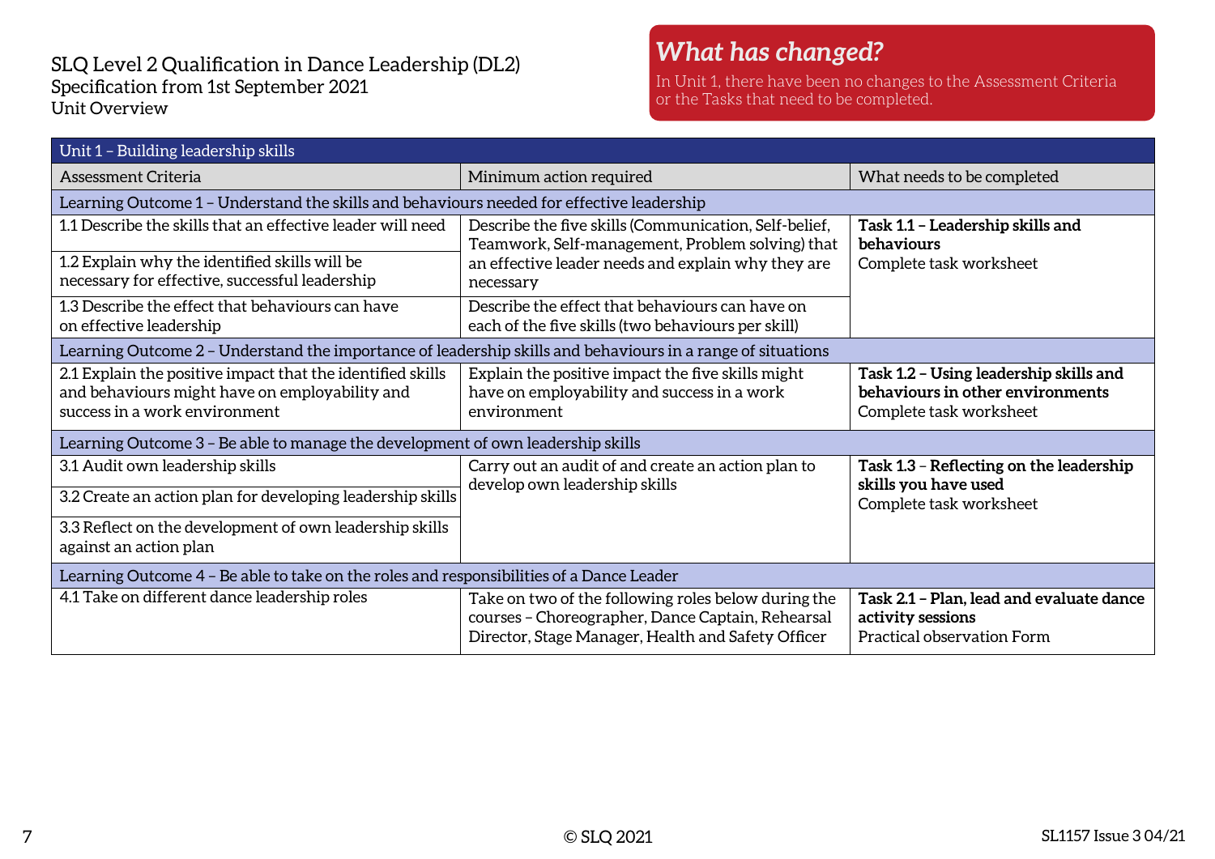SLQ Level 2 Qualification in Dance Leadership (DL2)
Specification from 1st September 2021
Unit Overview

## *What has changed?*

In Unit 1, there have been no changes to the Assessment Criteria or the Tasks that need to be completed.

| Unit 1 – Building leadership skills | | |
|---|---|---|
| Assessment Criteria | Minimum action required | What needs to be completed |
| Learning Outcome 1 – Understand the skills and behaviours needed for effective leadership | | |
| 1.1 Describe the skills that an effective leader will need | Describe the five skills (Communication, Self-belief, Teamwork, Self-management, Problem solving) that an effective leader needs and explain why they are necessary | **Task 1.1 – Leadership skills and behaviours** Complete task worksheet |
| 1.2 Explain why the identified skills will be necessary for effective, successful leadership | | |
| 1.3 Describe the effect that behaviours can have on effective leadership | Describe the effect that behaviours can have on each of the five skills (two behaviours per skill) | |
| Learning Outcome 2 – Understand the importance of leadership skills and behaviours in a range of situations | | |
| 2.1 Explain the positive impact that the identified skills and behaviours might have on employability and success in a work environment | Explain the positive impact the five skills might have on employability and success in a work environment | **Task 1.2 – Using leadership skills and behaviours in other environments** Complete task worksheet |
| Learning Outcome 3 – Be able to manage the development of own leadership skills | | |
| 3.1 Audit own leadership skills | Carry out an audit of and create an action plan to develop own leadership skills | **Task 1.3 – Reflecting on the leadership skills you have used** Complete task worksheet |
| 3.2 Create an action plan for developing leadership skills | | |
| 3.3 Reflect on the development of own leadership skills against an action plan | | |
| Learning Outcome 4 – Be able to take on the roles and responsibilities of a Dance Leader | | |
| 4.1 Take on different dance leadership roles | Take on two of the following roles below during the courses – Choreographer, Dance Captain, Rehearsal Director, Stage Manager, Health and Safety Officer | **Task 2.1 – Plan, lead and evaluate dance activity sessions** Practical observation Form |

© SLQ 2021 SL1157 Issue 3 04/21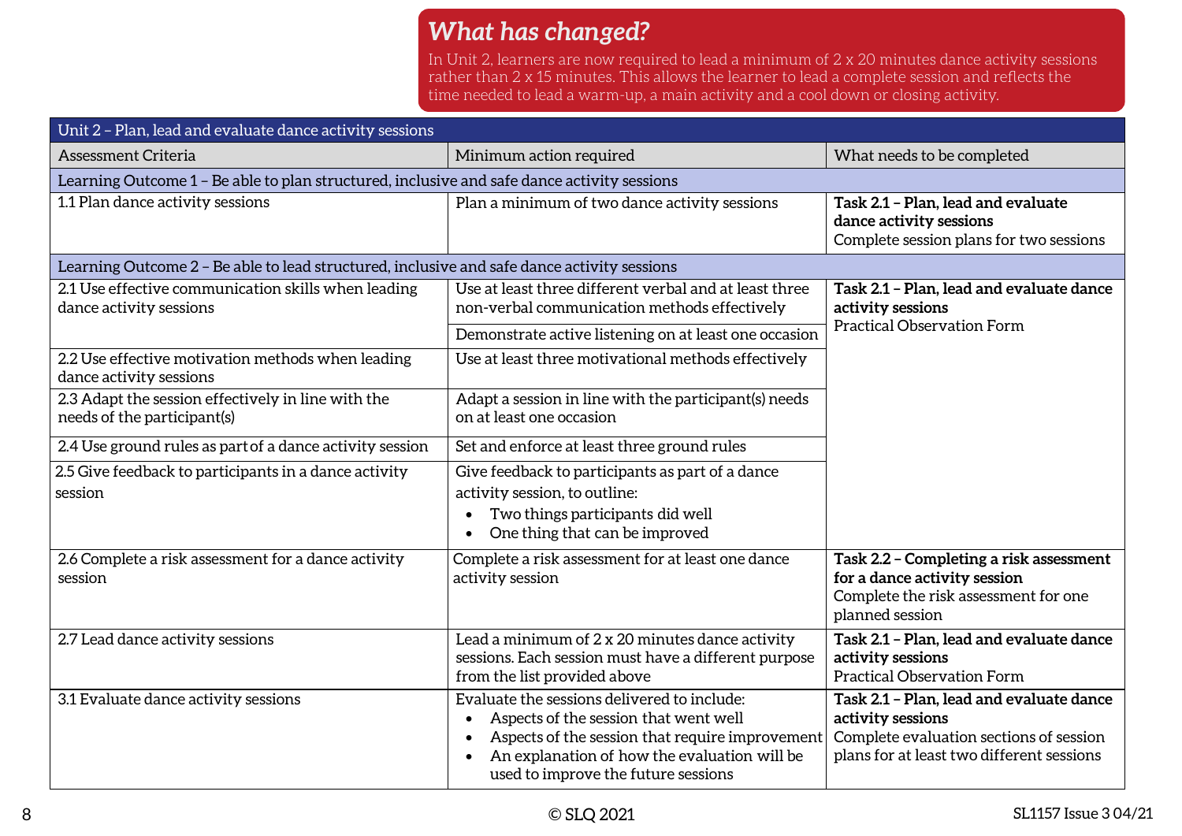## *What has changed?*

In Unit 2, learners are now required to lead a minimum of 2 x 20 minutes dance activity sessions rather than 2 x 15 minutes. This allows the learner to lead a complete session and reflects the time needed to lead a warm-up, a main activity and a cool down or closing activity.

| Unit 2 – Plan, lead and evaluate dance activity sessions | | |
|---|---|---|
| Assessment Criteria | Minimum action required | What needs to be completed |
| **Learning Outcome 1 – Be able to plan structured, inclusive and safe dance activity sessions** | | |
| 1.1 Plan dance activity sessions | Plan a minimum of two dance activity sessions | **Task 2.1 – Plan, lead and evaluate dance activity sessions**<br>Complete session plans for two sessions |
| **Learning Outcome 2 – Be able to lead structured, inclusive and safe dance activity sessions** | | |
| 2.1 Use effective communication skills when leading dance activity sessions | Use at least three different verbal and at least three non-verbal communication methods effectively<br>Demonstrate active listening on at least one occasion | **Task 2.1 – Plan, lead and evaluate dance activity sessions**<br>Practical Observation Form |
| 2.2 Use effective motivation methods when leading dance activity sessions | Use at least three motivational methods effectively | |
| 2.3 Adapt the session effectively in line with the needs of the participant(s) | Adapt a session in line with the participant(s) needs on at least one occasion | |
| 2.4 Use ground rules as part of a dance activity session | Set and enforce at least three ground rules | |
| 2.5 Give feedback to participants in a dance activity session | Give feedback to participants as part of a dance activity session, to outline:<br>• Two things participants did well<br>• One thing that can be improved | |
| 2.6 Complete a risk assessment for a dance activity session | Complete a risk assessment for at least one dance activity session | **Task 2.2 – Completing a risk assessment for a dance activity session**<br>Complete the risk assessment for one planned session |
| 2.7 Lead dance activity sessions | Lead a minimum of 2 x 20 minutes dance activity sessions. Each session must have a different purpose from the list provided above | **Task 2.1 – Plan, lead and evaluate dance activity sessions**<br>Practical Observation Form |
| 3.1 Evaluate dance activity sessions | Evaluate the sessions delivered to include:<br>• Aspects of the session that went well<br>• Aspects of the session that require improvement<br>• An explanation of how the evaluation will be used to improve the future sessions | **Task 2.1 – Plan, lead and evaluate dance activity sessions**<br>Complete evaluation sections of session plans for at least two different sessions |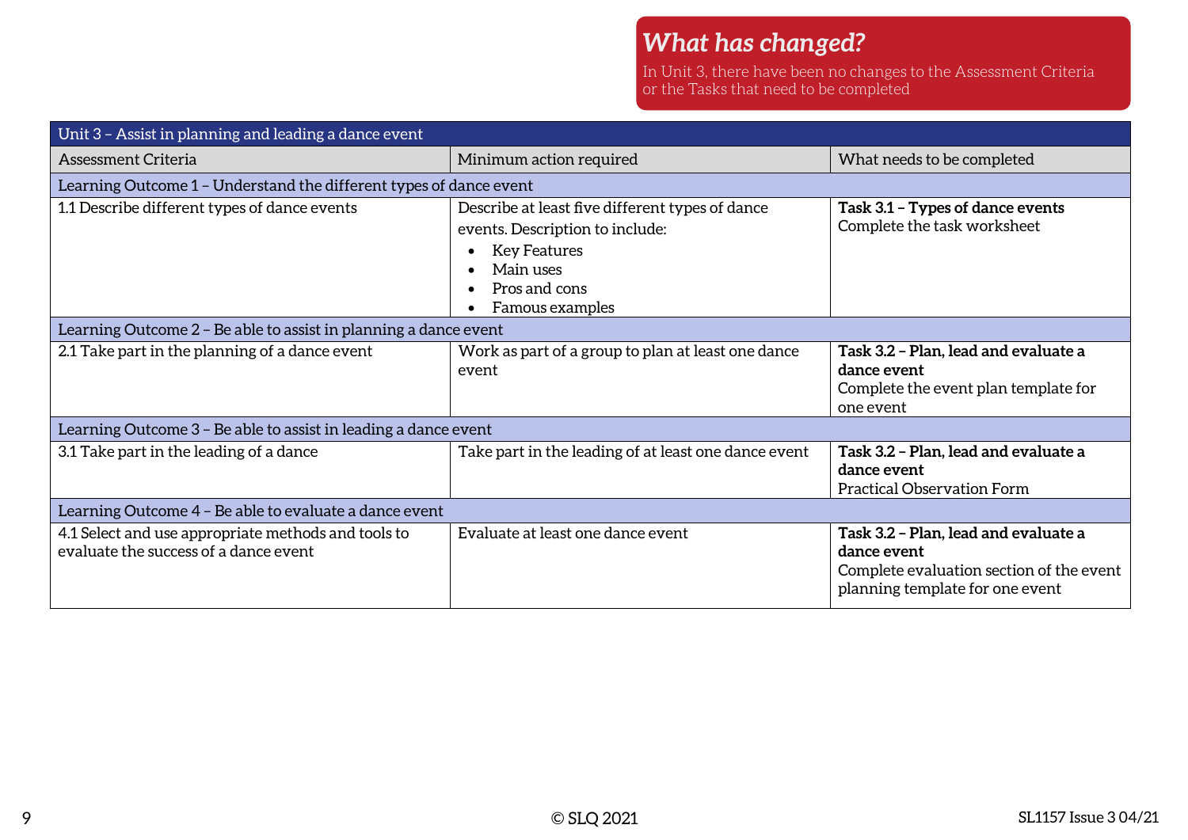## *What has changed?*

In Unit 3, there have been no changes to the Assessment Criteria or the Tasks that need to be completed

| Unit 3 – Assist in planning and leading a dance event | | |
|---|---|---|
| Assessment Criteria | Minimum action required | What needs to be completed |
| **Learning Outcome 1 – Understand the different types of dance event** | | |
| 1.1 Describe different types of dance events | Describe at least five different types of dance events. Description to include:<br>• Key Features<br>• Main uses<br>• Pros and cons<br>• Famous examples | **Task 3.1 – Types of dance events**<br>Complete the task worksheet |
| **Learning Outcome 2 – Be able to assist in planning a dance event** | | |
| 2.1 Take part in the planning of a dance event | Work as part of a group to plan at least one dance event | **Task 3.2 – Plan, lead and evaluate a dance event**<br>Complete the event plan template for one event |
| **Learning Outcome 3 – Be able to assist in leading a dance event** | | |
| 3.1 Take part in the leading of a dance | Take part in the leading of at least one dance event | **Task 3.2 – Plan, lead and evaluate a dance event**<br>Practical Observation Form |
| **Learning Outcome 4 – Be able to evaluate a dance event** | | |
| 4.1 Select and use appropriate methods and tools to evaluate the success of a dance event | Evaluate at least one dance event | **Task 3.2 – Plan, lead and evaluate a dance event**<br>Complete evaluation section of the event planning template for one event |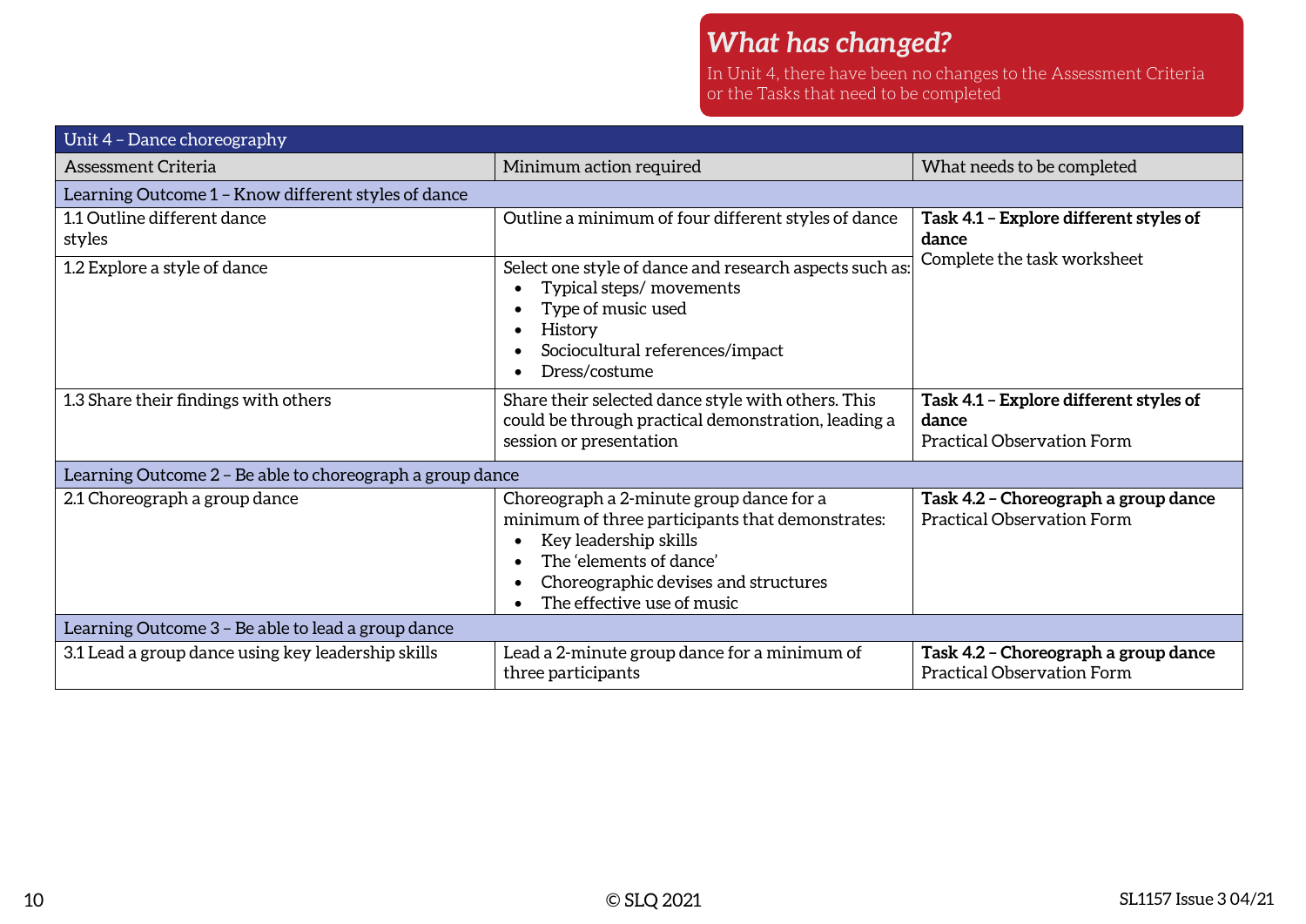## What has changed?

In Unit 4, there have been no changes to the Assessment Criteria or the Tasks that need to be completed

| Unit 4 – Dance choreography | | |
|---|---|---|
| Assessment Criteria | Minimum action required | What needs to be completed |
| **Learning Outcome 1 – Know different styles of dance** | | |
| 1.1 Outline different dance styles | Outline a minimum of four different styles of dance | **Task 4.1 – Explore different styles of dance**<br>Complete the task worksheet |
| 1.2 Explore a style of dance | Select one style of dance and research aspects such as:<br>• Typical steps/ movements<br>• Type of music used<br>• History<br>• Sociocultural references/impact<br>• Dress/costume | |
| 1.3 Share their findings with others | Share their selected dance style with others. This could be through practical demonstration, leading a session or presentation | **Task 4.1 – Explore different styles of dance**<br>Practical Observation Form |
| **Learning Outcome 2 – Be able to choreograph a group dance** | | |
| 2.1 Choreograph a group dance | Choreograph a 2-minute group dance for a minimum of three participants that demonstrates:<br>• Key leadership skills<br>• The 'elements of dance'<br>• Choreographic devises and structures<br>• The effective use of music | **Task 4.2 – Choreograph a group dance**<br>Practical Observation Form |
| **Learning Outcome 3 – Be able to lead a group dance** | | |
| 3.1 Lead a group dance using key leadership skills | Lead a 2-minute group dance for a minimum of three participants | **Task 4.2 – Choreograph a group dance**<br>Practical Observation Form |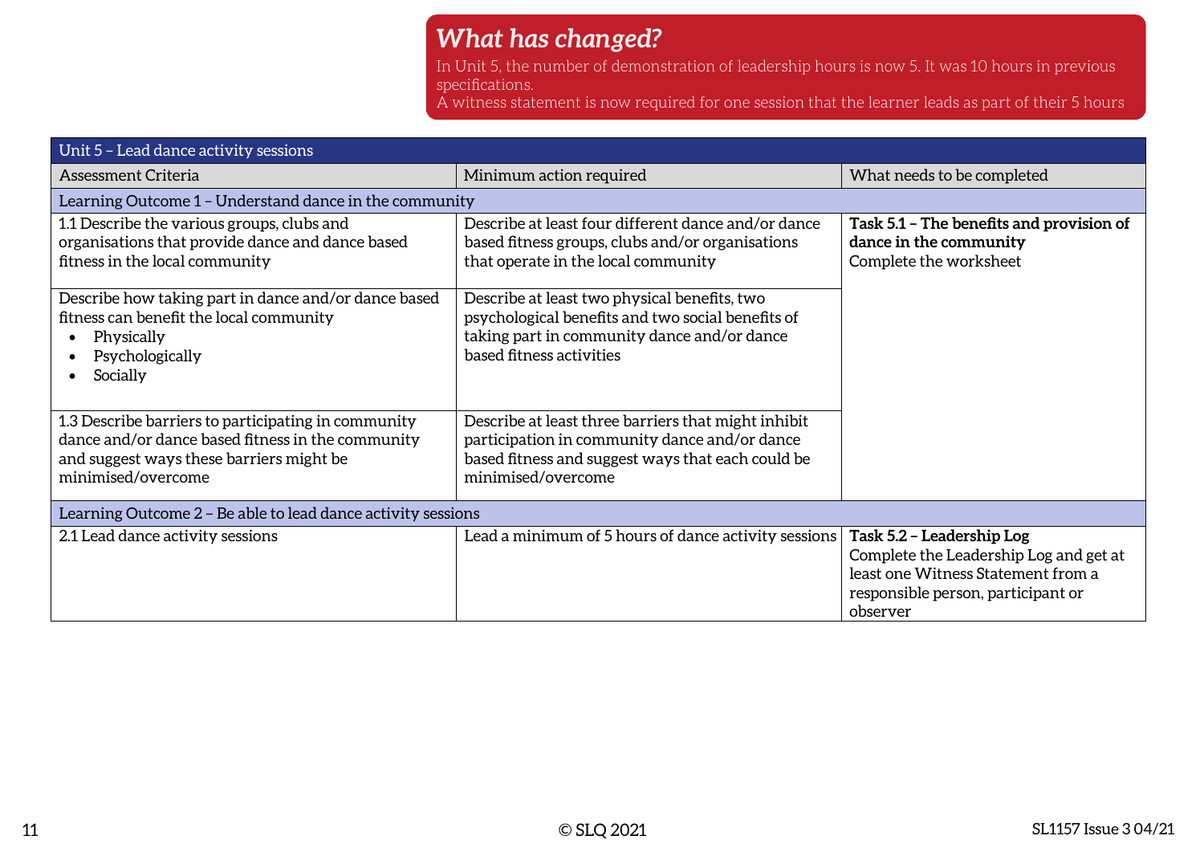## *What has changed?*

In Unit 5, the number of demonstration of leadership hours is now 5. It was 10 hours in previous specifications.
A witness statement is now required for one session that the learner leads as part of their 5 hours

| Unit 5 – Lead dance activity sessions | | |
|---|---|---|
| Assessment Criteria | Minimum action required | What needs to be completed |
| Learning Outcome 1 – Understand dance in the community | | |
| 1.1 Describe the various groups, clubs and organisations that provide dance and dance based fitness in the local community | Describe at least four different dance and/or dance based fitness groups, clubs and/or organisations that operate in the local community | **Task 5.1 – The benefits and provision of dance in the community**<br>Complete the worksheet |
| Describe how taking part in dance and/or dance based fitness can benefit the local community<br>• Physically<br>• Psychologically<br>• Socially | Describe at least two physical benefits, two psychological benefits and two social benefits of taking part in community dance and/or dance based fitness activities | |
| 1.3 Describe barriers to participating in community dance and/or dance based fitness in the community and suggest ways these barriers might be minimised/overcome | Describe at least three barriers that might inhibit participation in community dance and/or dance based fitness and suggest ways that each could be minimised/overcome | |
| Learning Outcome 2 – Be able to lead dance activity sessions | | |
| 2.1 Lead dance activity sessions | Lead a minimum of 5 hours of dance activity sessions | **Task 5.2 – Leadership Log**<br>Complete the Leadership Log and get at least one Witness Statement from a responsible person, participant or observer |

© SLQ 2021

SL1157 Issue 3 04/21